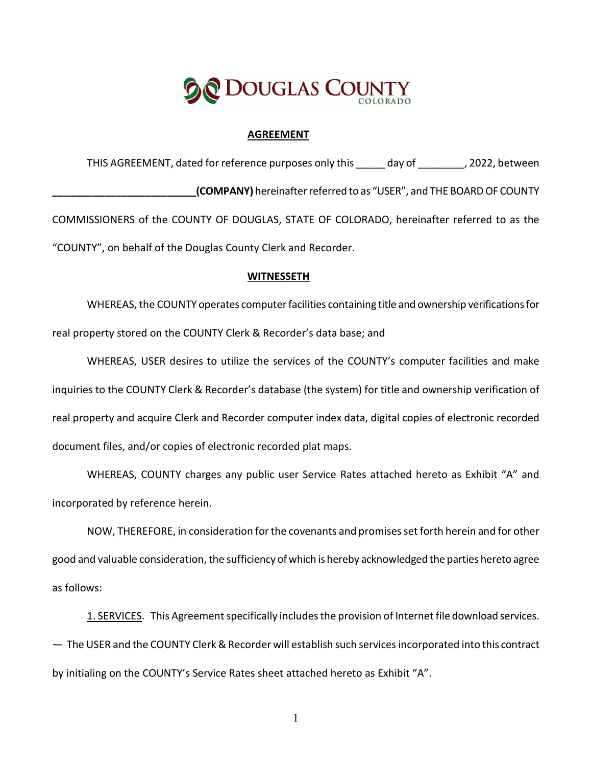DOUGLAS COUNTY
COLORADO

## AGREEMENT

THIS AGREEMENT, dated for reference purposes only this _____ day of ________, 2022, between _________________________**(COMPANY)** hereinafter referred to as "USER", and THE BOARD OF COUNTY COMMISSIONERS of the COUNTY OF DOUGLAS, STATE OF COLORADO, hereinafter referred to as the "COUNTY", on behalf of the Douglas County Clerk and Recorder.

## WITNESSETH

WHEREAS, the COUNTY operates computer facilities containing title and ownership verifications for real property stored on the COUNTY Clerk & Recorder's data base; and

WHEREAS, USER desires to utilize the services of the COUNTY's computer facilities and make inquiries to the COUNTY Clerk & Recorder's database (the system) for title and ownership verification of real property and acquire Clerk and Recorder computer index data, digital copies of electronic recorded document files, and/or copies of electronic recorded plat maps.

WHEREAS, COUNTY charges any public user Service Rates attached hereto as Exhibit "A" and incorporated by reference herein.

NOW, THEREFORE, in consideration for the covenants and promises set forth herein and for other good and valuable consideration, the sufficiency of which is hereby acknowledged the parties hereto agree as follows:

1. SERVICES. This Agreement specifically includes the provision of Internet file download services. — The USER and the COUNTY Clerk & Recorder will establish such services incorporated into this contract by initialing on the COUNTY's Service Rates sheet attached hereto as Exhibit "A".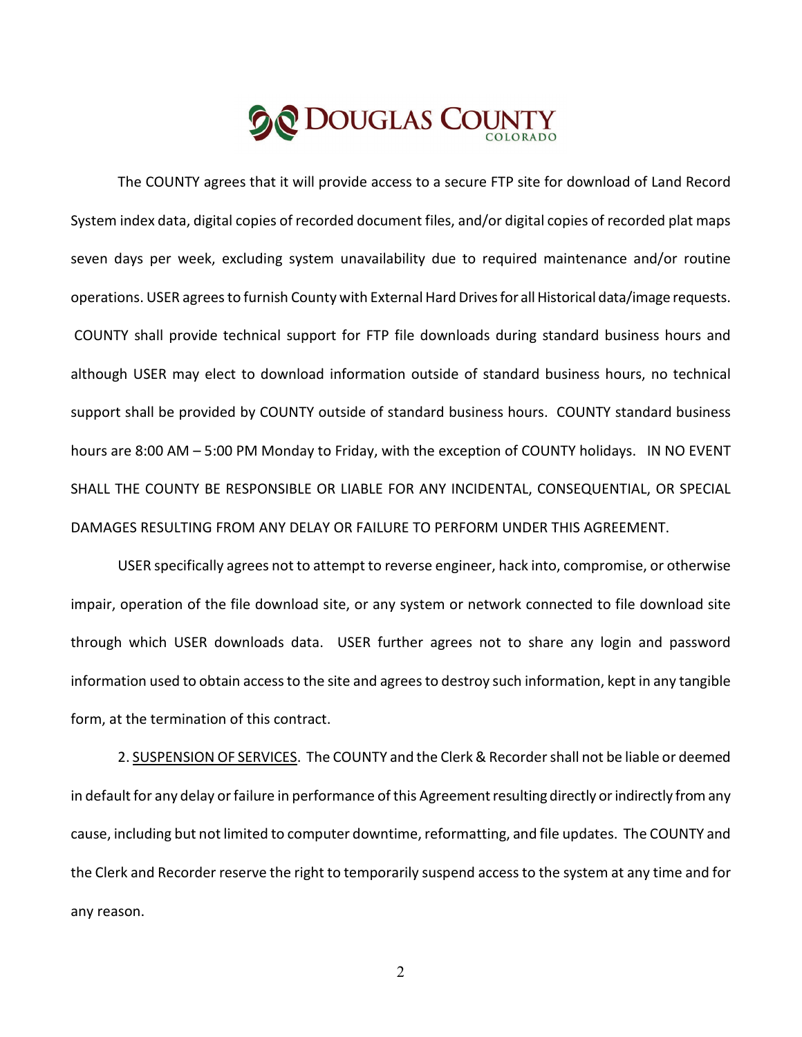The COUNTY agrees that it will provide access to a secure FTP site for download of Land Record System index data, digital copies of recorded document files, and/or digital copies of recorded plat maps seven days per week, excluding system unavailability due to required maintenance and/or routine operations. USER agrees to furnish County with External Hard Drives for all Historical data/image requests. COUNTY shall provide technical support for FTP file downloads during standard business hours and although USER may elect to download information outside of standard business hours, no technical support shall be provided by COUNTY outside of standard business hours. COUNTY standard business hours are 8:00 AM – 5:00 PM Monday to Friday, with the exception of COUNTY holidays. IN NO EVENT SHALL THE COUNTY BE RESPONSIBLE OR LIABLE FOR ANY INCIDENTAL, CONSEQUENTIAL, OR SPECIAL DAMAGES RESULTING FROM ANY DELAY OR FAILURE TO PERFORM UNDER THIS AGREEMENT.

USER specifically agrees not to attempt to reverse engineer, hack into, compromise, or otherwise impair, operation of the file download site, or any system or network connected to file download site through which USER downloads data. USER further agrees not to share any login and password information used to obtain access to the site and agrees to destroy such information, kept in any tangible form, at the termination of this contract.

2. SUSPENSION OF SERVICES. The COUNTY and the Clerk & Recorder shall not be liable or deemed in default for any delay or failure in performance of this Agreement resulting directly or indirectly from any cause, including but not limited to computer downtime, reformatting, and file updates. The COUNTY and the Clerk and Recorder reserve the right to temporarily suspend access to the system at any time and for any reason.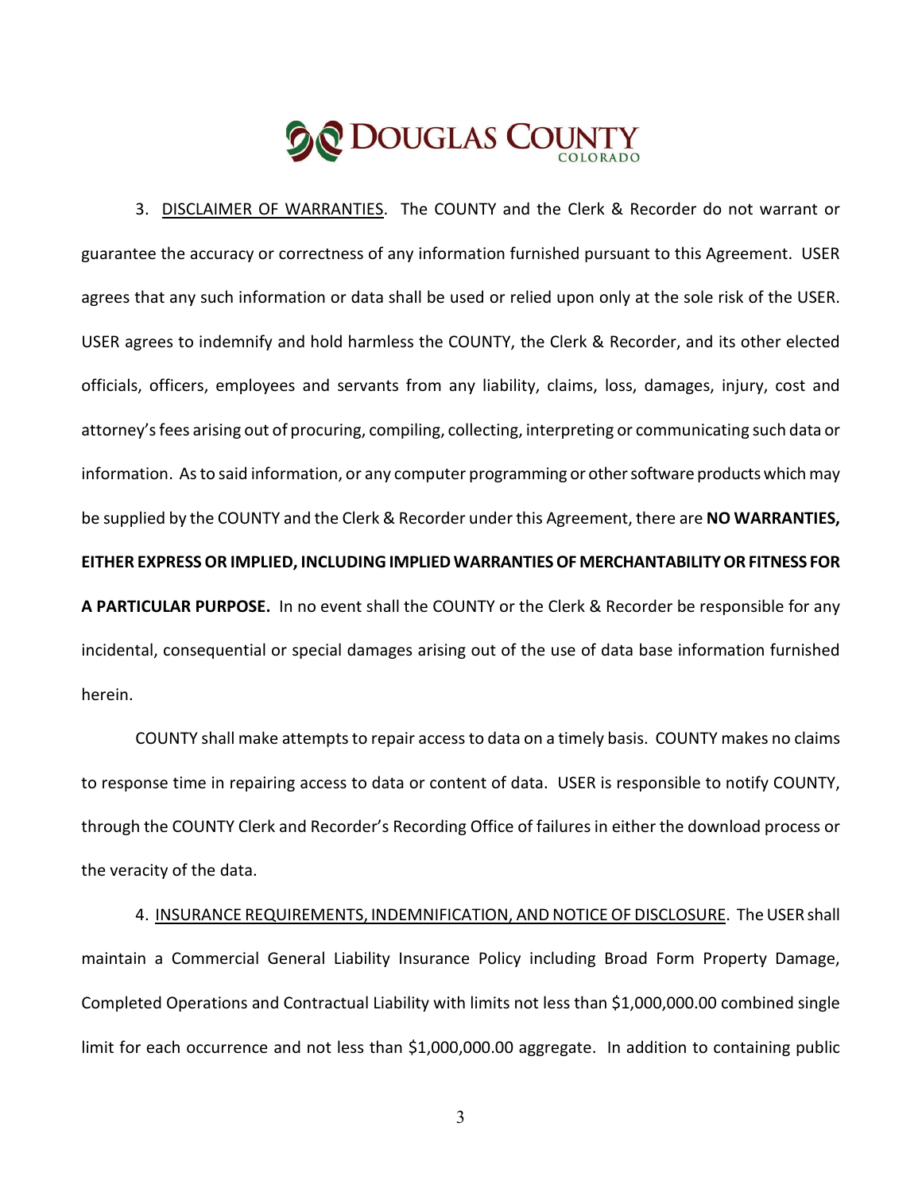3. <u>DISCLAIMER OF WARRANTIES</u>. The COUNTY and the Clerk & Recorder do not warrant or guarantee the accuracy or correctness of any information furnished pursuant to this Agreement. USER agrees that any such information or data shall be used or relied upon only at the sole risk of the USER. USER agrees to indemnify and hold harmless the COUNTY, the Clerk & Recorder, and its other elected officials, officers, employees and servants from any liability, claims, loss, damages, injury, cost and attorney's fees arising out of procuring, compiling, collecting, interpreting or communicating such data or information. As to said information, or any computer programming or other software products which may be supplied by the COUNTY and the Clerk & Recorder under this Agreement, there are **NO WARRANTIES, EITHER EXPRESS OR IMPLIED, INCLUDING IMPLIED WARRANTIES OF MERCHANTABILITY OR FITNESS FOR A PARTICULAR PURPOSE.** In no event shall the COUNTY or the Clerk & Recorder be responsible for any incidental, consequential or special damages arising out of the use of data base information furnished herein.

COUNTY shall make attempts to repair access to data on a timely basis. COUNTY makes no claims to response time in repairing access to data or content of data. USER is responsible to notify COUNTY, through the COUNTY Clerk and Recorder's Recording Office of failures in either the download process or the veracity of the data.

4. <u>INSURANCE REQUIREMENTS, INDEMNIFICATION, AND NOTICE OF DISCLOSURE</u>. The USER shall maintain a Commercial General Liability Insurance Policy including Broad Form Property Damage, Completed Operations and Contractual Liability with limits not less than $1,000,000.00 combined single limit for each occurrence and not less than $1,000,000.00 aggregate. In addition to containing public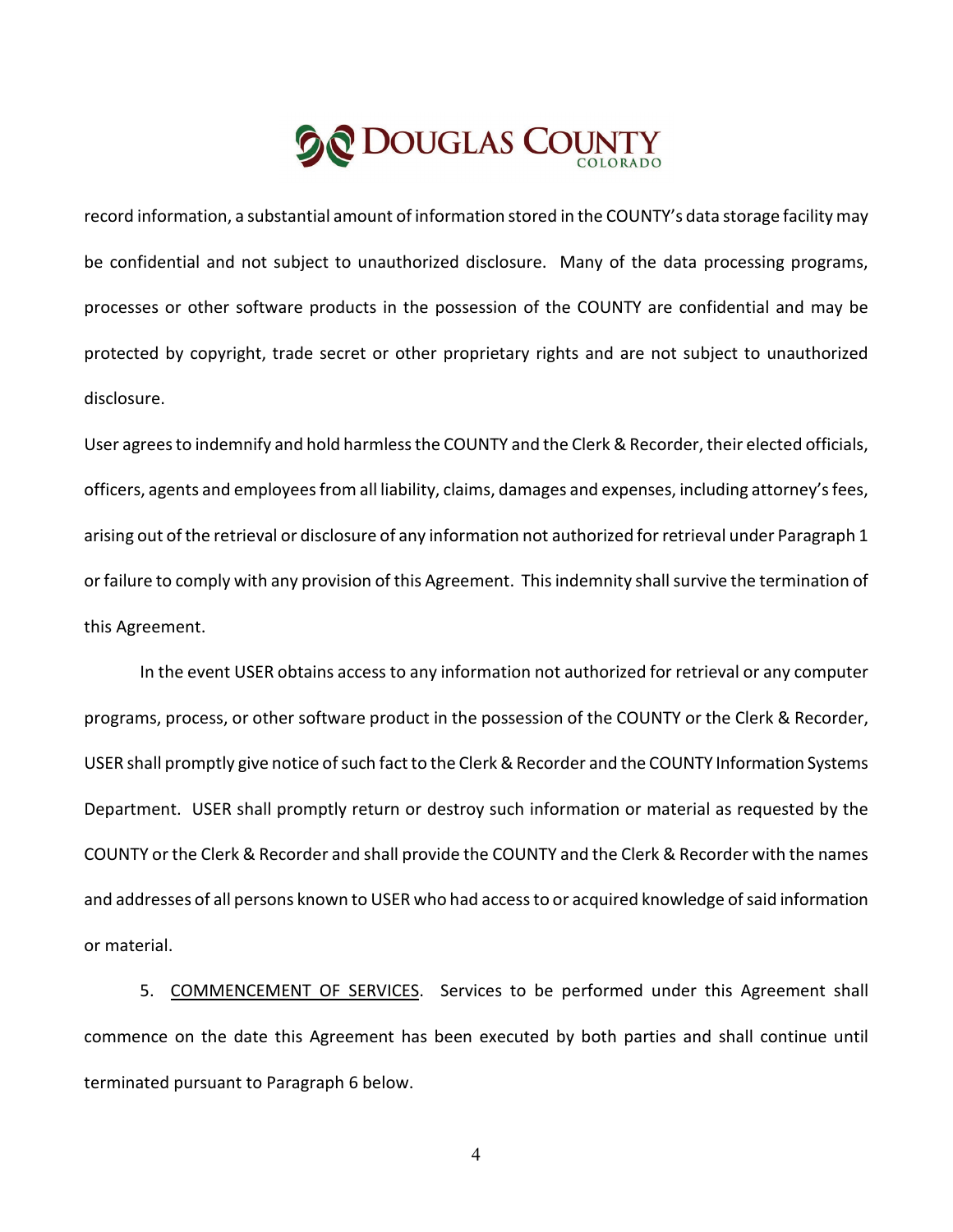record information, a substantial amount of information stored in the COUNTY's data storage facility may be confidential and not subject to unauthorized disclosure. Many of the data processing programs, processes or other software products in the possession of the COUNTY are confidential and may be protected by copyright, trade secret or other proprietary rights and are not subject to unauthorized disclosure.

User agrees to indemnify and hold harmless the COUNTY and the Clerk & Recorder, their elected officials, officers, agents and employees from all liability, claims, damages and expenses, including attorney's fees, arising out of the retrieval or disclosure of any information not authorized for retrieval under Paragraph 1 or failure to comply with any provision of this Agreement. This indemnity shall survive the termination of this Agreement.

In the event USER obtains access to any information not authorized for retrieval or any computer programs, process, or other software product in the possession of the COUNTY or the Clerk & Recorder, USER shall promptly give notice of such fact to the Clerk & Recorder and the COUNTY Information Systems Department. USER shall promptly return or destroy such information or material as requested by the COUNTY or the Clerk & Recorder and shall provide the COUNTY and the Clerk & Recorder with the names and addresses of all persons known to USER who had access to or acquired knowledge of said information or material.

5. COMMENCEMENT OF SERVICES. Services to be performed under this Agreement shall commence on the date this Agreement has been executed by both parties and shall continue until terminated pursuant to Paragraph 6 below.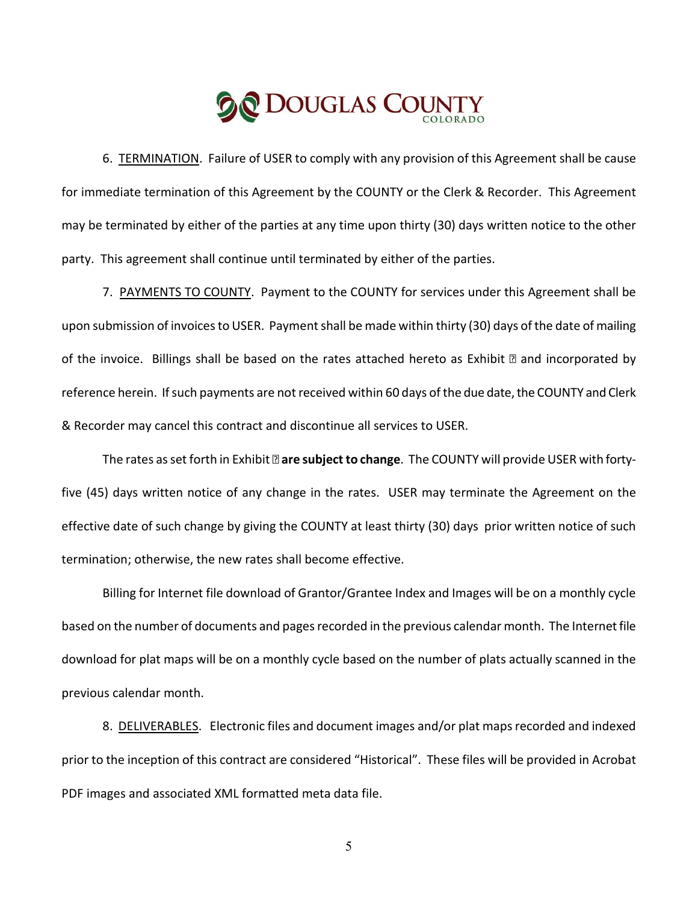6. TERMINATION. Failure of USER to comply with any provision of this Agreement shall be cause for immediate termination of this Agreement by the COUNTY or the Clerk & Recorder. This Agreement may be terminated by either of the parties at any time upon thirty (30) days written notice to the other party. This agreement shall continue until terminated by either of the parties.

7. PAYMENTS TO COUNTY. Payment to the COUNTY for services under this Agreement shall be upon submission of invoices to USER. Payment shall be made within thirty (30) days of the date of mailing of the invoice. Billings shall be based on the rates attached hereto as Exhibit  and incorporated by reference herein. If such payments are not received within 60 days of the due date, the COUNTY and Clerk & Recorder may cancel this contract and discontinue all services to USER.

The rates as set forth in Exhibit  **are subject to change**. The COUNTY will provide USER with forty-five (45) days written notice of any change in the rates. USER may terminate the Agreement on the effective date of such change by giving the COUNTY at least thirty (30) days prior written notice of such termination; otherwise, the new rates shall become effective.

Billing for Internet file download of Grantor/Grantee Index and Images will be on a monthly cycle based on the number of documents and pages recorded in the previous calendar month. The Internet file download for plat maps will be on a monthly cycle based on the number of plats actually scanned in the previous calendar month.

8. DELIVERABLES. Electronic files and document images and/or plat maps recorded and indexed prior to the inception of this contract are considered "Historical". These files will be provided in Acrobat PDF images and associated XML formatted meta data file.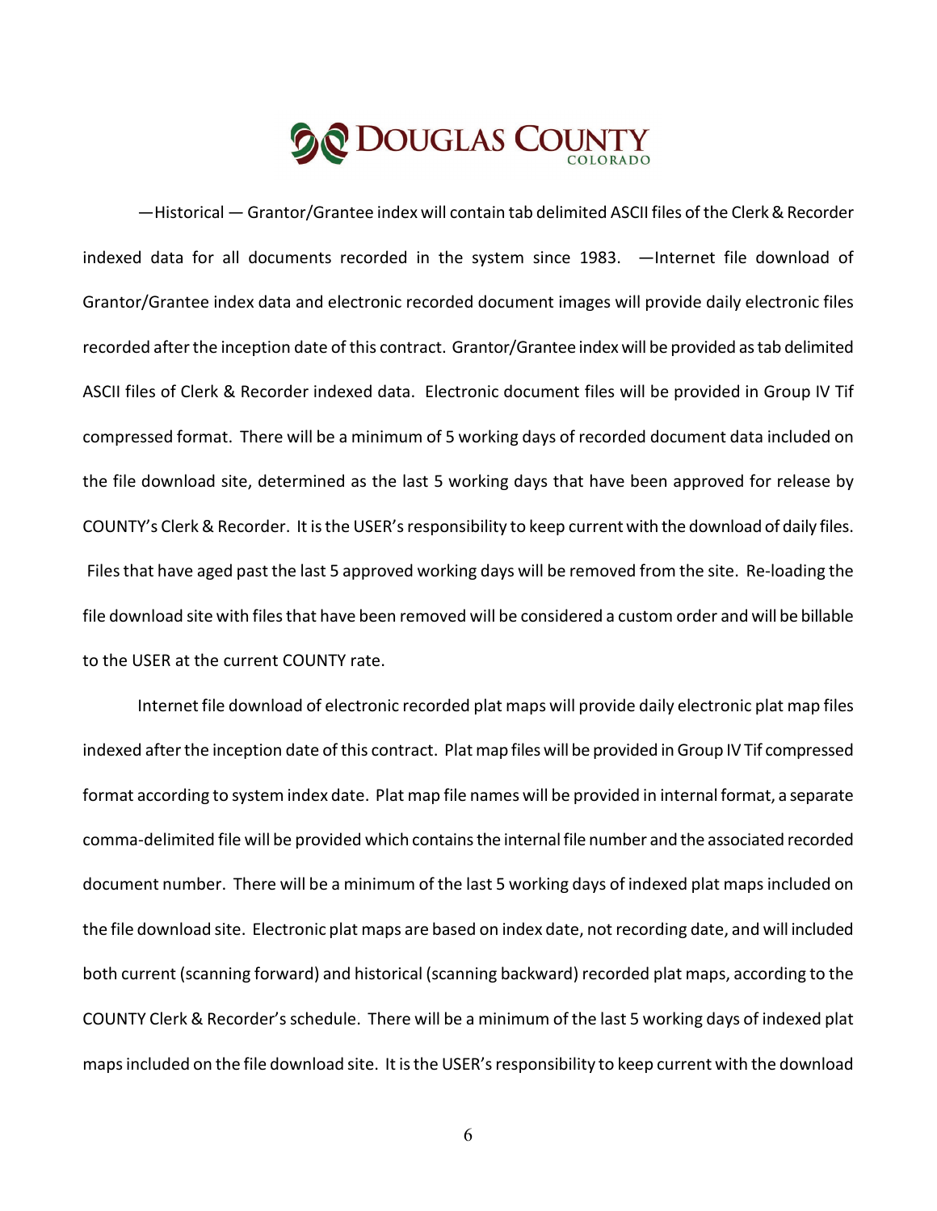—Historical — Grantor/Grantee index will contain tab delimited ASCII files of the Clerk & Recorder indexed data for all documents recorded in the system since 1983. —Internet file download of Grantor/Grantee index data and electronic recorded document images will provide daily electronic files recorded after the inception date of this contract. Grantor/Grantee index will be provided as tab delimited ASCII files of Clerk & Recorder indexed data. Electronic document files will be provided in Group IV Tif compressed format. There will be a minimum of 5 working days of recorded document data included on the file download site, determined as the last 5 working days that have been approved for release by COUNTY's Clerk & Recorder. It is the USER's responsibility to keep current with the download of daily files. Files that have aged past the last 5 approved working days will be removed from the site. Re-loading the file download site with files that have been removed will be considered a custom order and will be billable to the USER at the current COUNTY rate.

Internet file download of electronic recorded plat maps will provide daily electronic plat map files indexed after the inception date of this contract. Plat map files will be provided in Group IV Tif compressed format according to system index date. Plat map file names will be provided in internal format, a separate comma-delimited file will be provided which contains the internal file number and the associated recorded document number. There will be a minimum of the last 5 working days of indexed plat maps included on the file download site. Electronic plat maps are based on index date, not recording date, and will included both current (scanning forward) and historical (scanning backward) recorded plat maps, according to the COUNTY Clerk & Recorder's schedule. There will be a minimum of the last 5 working days of indexed plat maps included on the file download site. It is the USER's responsibility to keep current with the download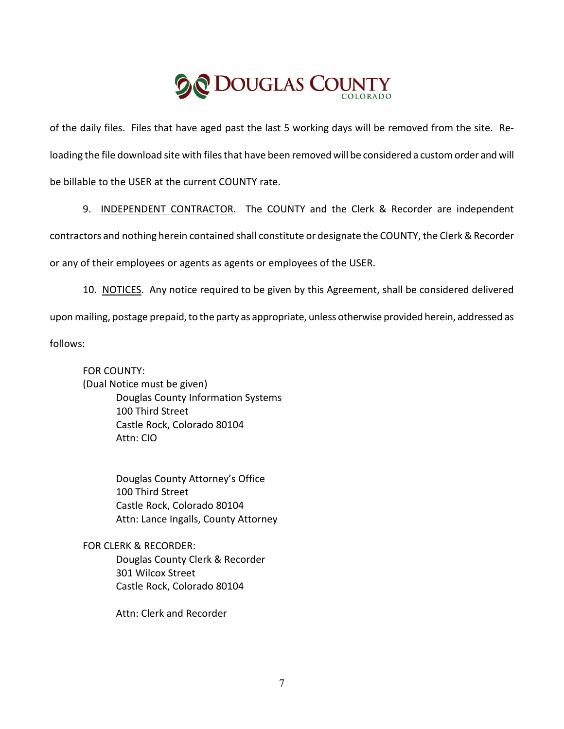of the daily files. Files that have aged past the last 5 working days will be removed from the site. Re-loading the file download site with files that have been removed will be considered a custom order and will be billable to the USER at the current COUNTY rate.

9. <u>INDEPENDENT CONTRACTOR</u>. The COUNTY and the Clerk & Recorder are independent contractors and nothing herein contained shall constitute or designate the COUNTY, the Clerk & Recorder or any of their employees or agents as agents or employees of the USER.

10. <u>NOTICES</u>. Any notice required to be given by this Agreement, shall be considered delivered upon mailing, postage prepaid, to the party as appropriate, unless otherwise provided herein, addressed as follows:

FOR COUNTY:
(Dual Notice must be given)

Douglas County Information Systems
100 Third Street
Castle Rock, Colorado 80104
Attn: CIO

Douglas County Attorney's Office
100 Third Street
Castle Rock, Colorado 80104
Attn: Lance Ingalls, County Attorney

FOR CLERK & RECORDER:

Douglas County Clerk & Recorder
301 Wilcox Street
Castle Rock, Colorado 80104

Attn: Clerk and Recorder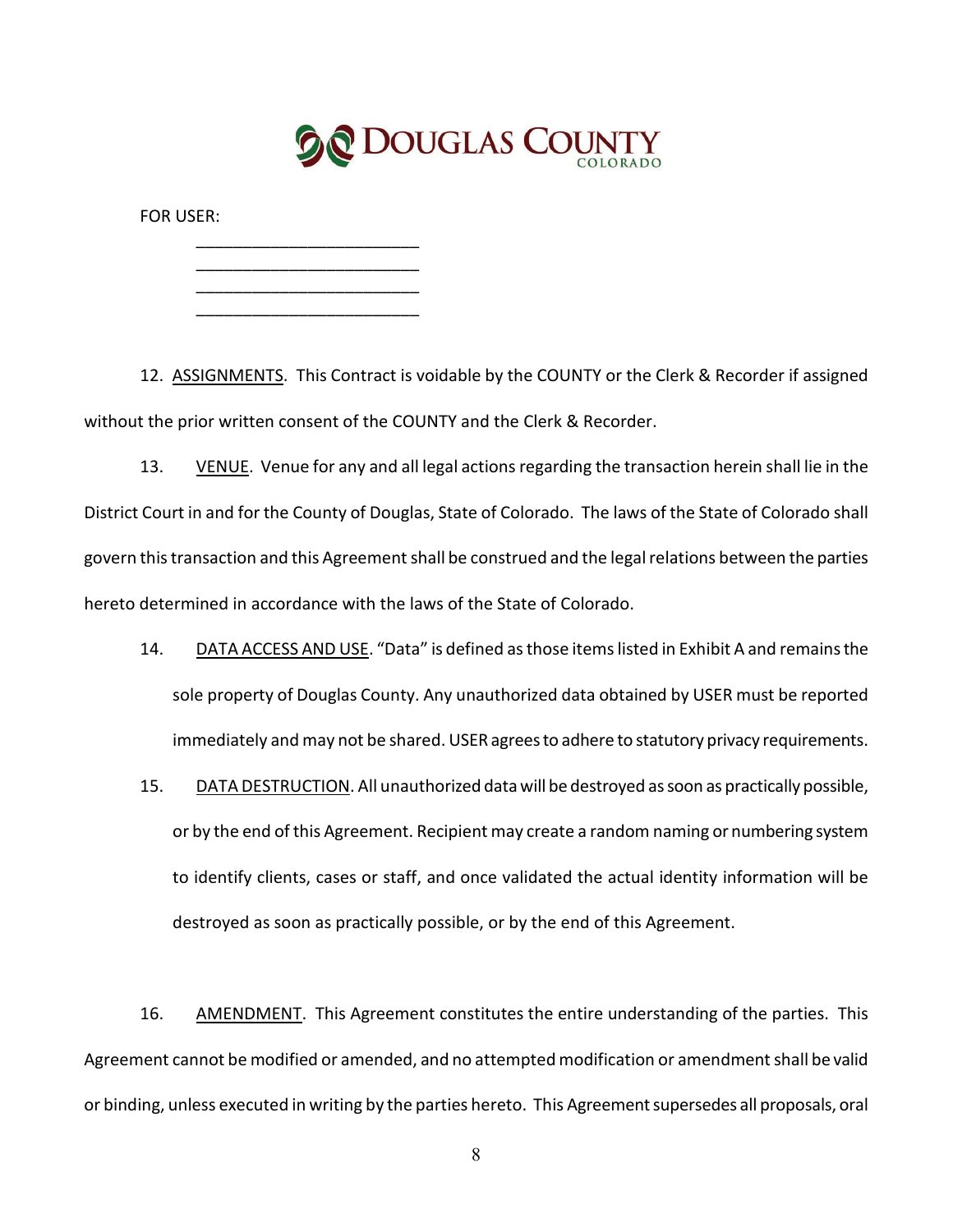DOUGLAS COUNTY
COLORADO

FOR USER:

________________________
________________________
________________________
________________________

12. <u>ASSIGNMENTS</u>. This Contract is voidable by the COUNTY or the Clerk & Recorder if assigned without the prior written consent of the COUNTY and the Clerk & Recorder.

13. <u>VENUE</u>. Venue for any and all legal actions regarding the transaction herein shall lie in the District Court in and for the County of Douglas, State of Colorado. The laws of the State of Colorado shall govern this transaction and this Agreement shall be construed and the legal relations between the parties hereto determined in accordance with the laws of the State of Colorado.

14. <u>DATA ACCESS AND USE</u>. "Data" is defined as those items listed in Exhibit A and remains the sole property of Douglas County. Any unauthorized data obtained by USER must be reported immediately and may not be shared. USER agrees to adhere to statutory privacy requirements.

15. <u>DATA DESTRUCTION</u>. All unauthorized data will be destroyed as soon as practically possible, or by the end of this Agreement. Recipient may create a random naming or numbering system to identify clients, cases or staff, and once validated the actual identity information will be destroyed as soon as practically possible, or by the end of this Agreement.

16. <u>AMENDMENT</u>. This Agreement constitutes the entire understanding of the parties. This Agreement cannot be modified or amended, and no attempted modification or amendment shall be valid or binding, unless executed in writing by the parties hereto. This Agreement supersedes all proposals, oral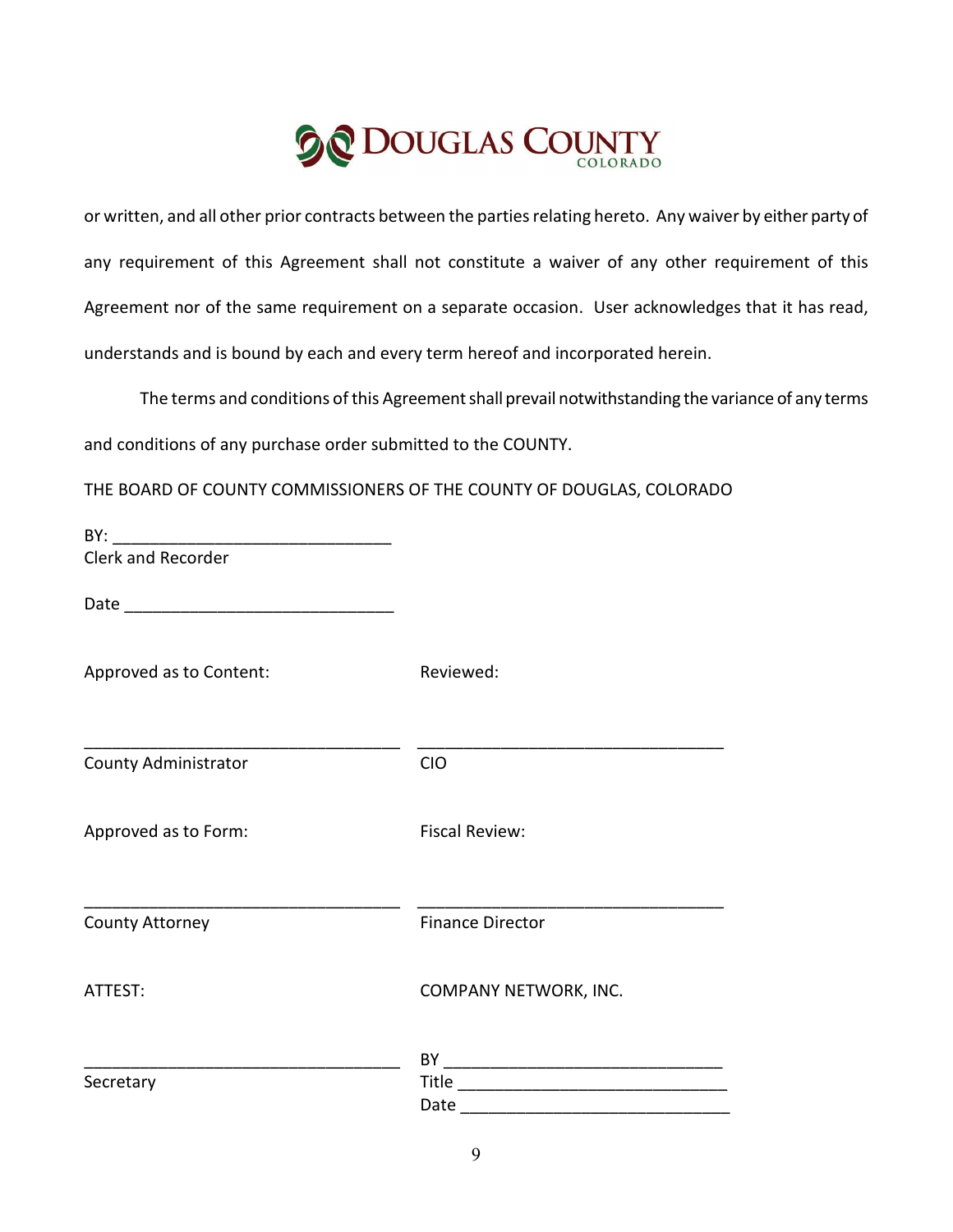or written, and all other prior contracts between the parties relating hereto. Any waiver by either party of any requirement of this Agreement shall not constitute a waiver of any other requirement of this Agreement nor of the same requirement on a separate occasion. User acknowledges that it has read, understands and is bound by each and every term hereof and incorporated herein.

The terms and conditions of this Agreement shall prevail notwithstanding the variance of any terms and conditions of any purchase order submitted to the COUNTY.

THE BOARD OF COUNTY COMMISSIONERS OF THE COUNTY OF DOUGLAS, COLORADO

BY: ______________________________
Clerk and Recorder

Date ______________________________

Approved as to Content:

__________________________________
County Administrator

Reviewed:

__________________________________
CIO

Approved as to Form:

__________________________________
County Attorney

Fiscal Review:

__________________________________
Finance Director

ATTEST:

__________________________________
Secretary

COMPANY NETWORK, INC.

BY ______________________________
Title ______________________________
Date ______________________________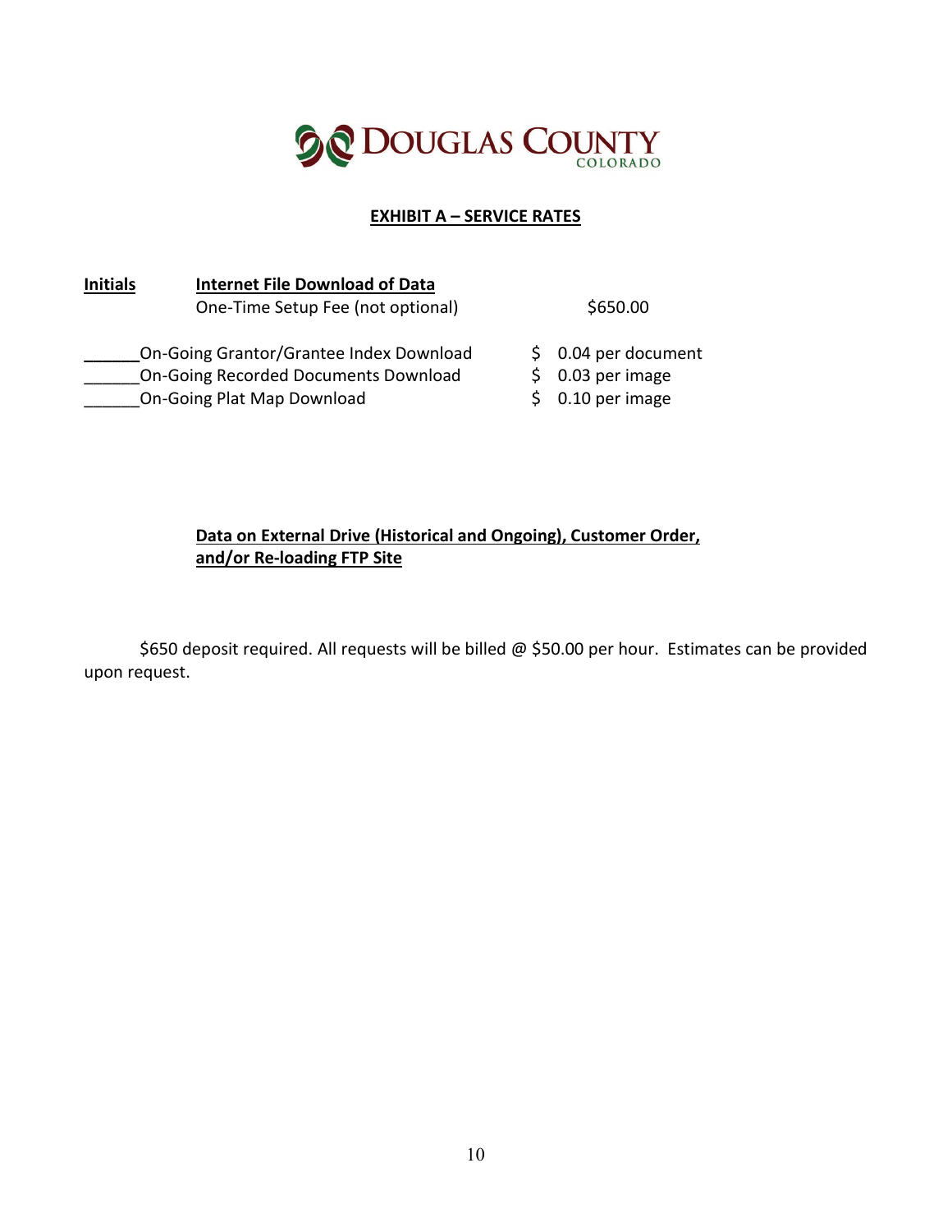DOUGLAS COUNTY
COLORADO

## EXHIBIT A – SERVICE RATES

| Initials | Internet File Download of Data | |
| --- | --- | --- |
| | One-Time Setup Fee (not optional) | $650.00 |
| ______ | On-Going Grantor/Grantee Index Download | $ 0.04 per document |
| ______ | On-Going Recorded Documents Download | $ 0.03 per image |
| ______ | On-Going Plat Map Download | $ 0.10 per image |

**Data on External Drive (Historical and Ongoing), Customer Order, and/or Re-loading FTP Site**

$650 deposit required. All requests will be billed @ $50.00 per hour. Estimates can be provided upon request.